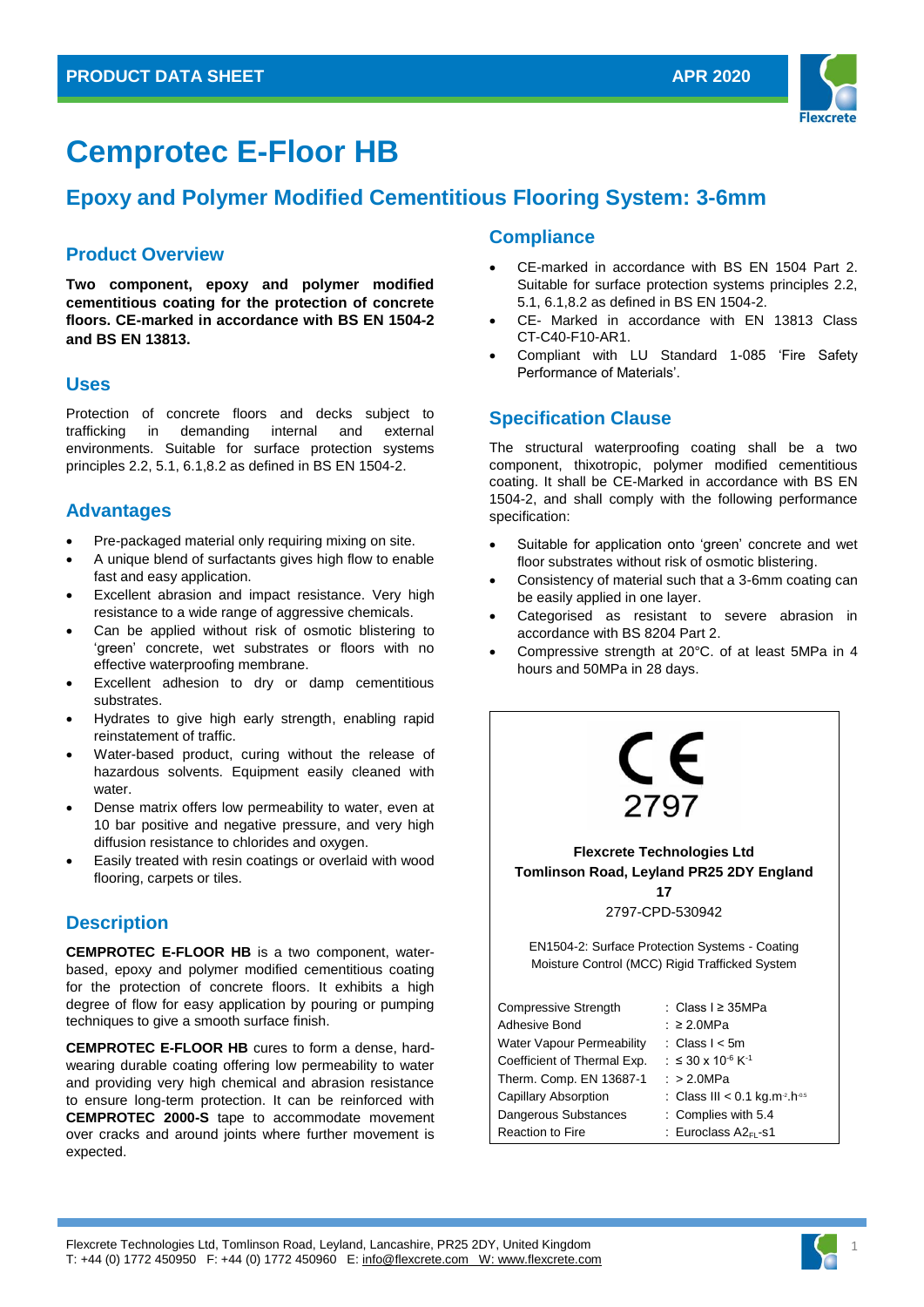# Cemprotec E-Floor HB

## Epoxy and Polymer Modified Cementitious Flooring System: 3-6mm

### Product Overview

**Two component, epoxy and polymer modified cementitious coating for the protection of concrete floors. CE-marked in accordance with BS EN 1504-2 and BS EN 13813.**

### Uses

Protection of concrete floors and decks subject to trafficking in demanding internal and external environments. Suitable for surface protection systems principles 2.2, 5.1, 6.1,8.2 as defined in BS EN 1504-2.

### Advantages

- Pre-packaged material only requiring mixing on site.
- A unique blend of surfactants gives high flow to enable fast and easy application.
- Excellent abrasion and impact resistance. Very high resistance to a wide range of aggressive chemicals.
- Can be applied without risk of osmotic blistering to 'green' concrete, wet substrates or floors with no effective waterproofing membrane.
- Excellent adhesion to dry or damp cementitious substrates.
- Hydrates to give high early strength, enabling rapid reinstatement of traffic.
- Water-based product, curing without the release of hazardous solvents. Equipment easily cleaned with water.
- Dense matrix offers low permeability to water, even at 10 bar positive and negative pressure, and very high diffusion resistance to chlorides and oxygen.
- Easily treated with resin coatings or overlaid with wood flooring, carpets or tiles.

### Description

**CEMPROTEC E-FLOOR HB** is a two component, water-based, epoxy and polymer modified cementitious coating for the protection of concrete floors. It exhibits a high degree of flow for easy application by pouring or pumping techniques to give a smooth surface finish.

**CEMPROTEC E-FLOOR HB** cures to form a dense, hard-wearing durable coating offering low permeability to water and providing very high chemical and abrasion resistance to ensure long-term protection. It can be reinforced with **CEMPROTEC 2000-S** tape to accommodate movement over cracks and around joints where further movement is expected.

### Compliance

- CE-marked in accordance with BS EN 1504 Part 2. Suitable for surface protection systems principles 2.2, 5.1, 6.1,8.2 as defined in BS EN 1504-2.
- CE- Marked in accordance with EN 13813 Class CT-C40-F10-AR1.
- Compliant with LU Standard 1-085 'Fire Safety Performance of Materials'.

### Specification Clause

The structural waterproofing coating shall be a two component, thixotropic, polymer modified cementitious coating. It shall be CE-Marked in accordance with BS EN 1504-2, and shall comply with the following performance specification:

- Suitable for application onto 'green' concrete and wet floor substrates without risk of osmotic blistering.
- Consistency of material such that a 3-6mm coating can be easily applied in one layer.
- Categorised as resistant to severe abrasion in accordance with BS 8204 Part 2.
- Compressive strength at 20°C. of at least 5MPa in 4 hours and 50MPa in 28 days.

CE
2797

**Flexcrete Technologies Ltd**
**Tomlinson Road, Leyland PR25 2DY England**
**17**
2797-CPD-530942

EN1504-2: Surface Protection Systems - Coating
Moisture Control (MCC) Rigid Trafficked System

| Property | Value |
|---|---|
| Compressive Strength | : Class I ≥ 35MPa |
| Adhesive Bond | : ≥ 2.0MPa |
| Water Vapour Permeability | : Class I < 5m |
| Coefficient of Thermal Exp. | : ≤ 30 x $10^{-6}$ $K^{-1}$ |
| Therm. Comp. EN 13687-1 | : > 2.0MPa |
| Capillary Absorption | : Class III < 0.1 kg.$m^{-2}$.$h^{-0.5}$ |
| Dangerous Substances | : Complies with 5.4 |
| Reaction to Fire | : Euroclass $A2_{FL}$-s1 |

Flexcrete Technologies Ltd, Tomlinson Road, Leyland, Lancashire, PR25 2DY, United Kingdom
T: +44 (0) 1772 450950 F: +44 (0) 1772 450960 E: info@flexcrete.com W: www.flexcrete.com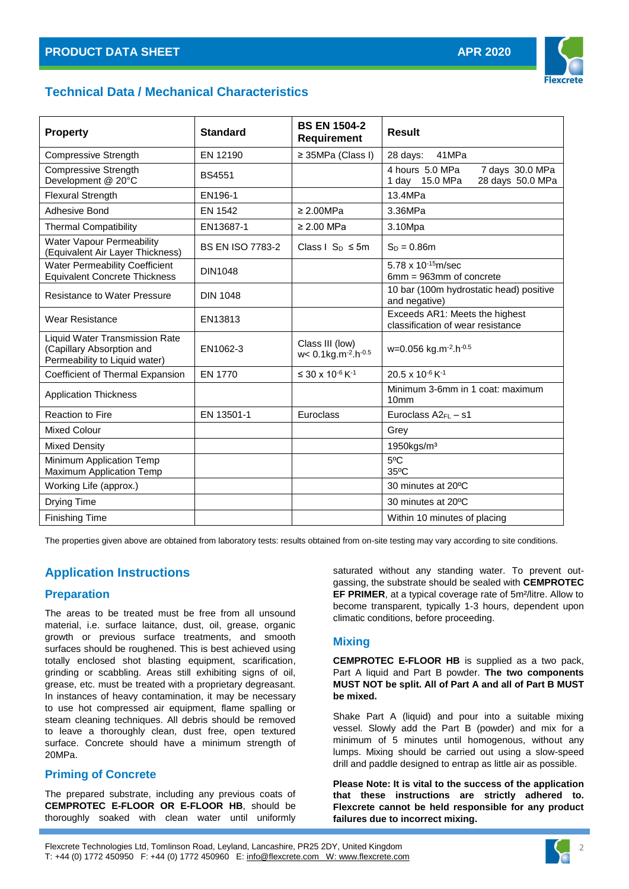## Technical Data / Mechanical Characteristics

| Property | Standard | BS EN 1504-2 Requirement | Result |
|---|---|---|---|
| Compressive Strength | EN 12190 | ≥ 35MPa (Class I) | 28 days: 41MPa |
| Compressive Strength Development @ 20°C | BS4551 | | 4 hours 5.0 MPa<br>1 day 15.0 MPa<br>7 days 30.0 MPa<br>28 days 50.0 MPa |
| Flexural Strength | EN196-1 | | 13.4MPa |
| Adhesive Bond | EN 1542 | ≥ 2.00MPa | 3.36MPa |
| Thermal Compatibility | EN13687-1 | ≥ 2.00 MPa | 3.10Mpa |
| Water Vapour Permeability (Equivalent Air Layer Thickness) | BS EN ISO 7783-2 | Class I $S_D$ ≤ 5m | $S_D$ = 0.86m |
| Water Permeability Coefficient Equivalent Concrete Thickness | DIN1048 | | 5.78 x $10^{-15}$m/sec<br>6mm = 963mm of concrete |
| Resistance to Water Pressure | DIN 1048 | | 10 bar (100m hydrostatic head) positive and negative) |
| Wear Resistance | EN13813 | | Exceeds AR1: Meets the highest classification of wear resistance |
| Liquid Water Transmission Rate (Capillary Absorption and Permeability to Liquid water) | EN1062-3 | Class III (low) w< 0.1kg.$m^{-2}$.$h^{-0.5}$ | w=0.056 kg.$m^{-2}$.$h^{-0.5}$ |
| Coefficient of Thermal Expansion | EN 1770 | ≤ 30 x $10^{-6}$ $K^{-1}$ | 20.5 x $10^{-6}$ $K^{-1}$ |
| Application Thickness | | | Minimum 3-6mm in 1 coat: maximum 10mm |
| Reaction to Fire | EN 13501-1 | Euroclass | Euroclass $A2_{FL}$ – s1 |
| Mixed Colour | | | Grey |
| Mixed Density | | | 1950kgs/m³ |
| Minimum Application Temp<br>Maximum Application Temp | | | 5ºC<br>35ºC |
| Working Life (approx.) | | | 30 minutes at 20ºC |
| Drying Time | | | 30 minutes at 20ºC |
| Finishing Time | | | Within 10 minutes of placing |

The properties given above are obtained from laboratory tests: results obtained from on-site testing may vary according to site conditions.

## Application Instructions

### Preparation

The areas to be treated must be free from all unsound material, i.e. surface laitance, dust, oil, grease, organic growth or previous surface treatments, and smooth surfaces should be roughened. This is best achieved using totally enclosed shot blasting equipment, scarification, grinding or scabbling. Areas still exhibiting signs of oil, grease, etc. must be treated with a proprietary degreasant. In instances of heavy contamination, it may be necessary to use hot compressed air equipment, flame spalling or steam cleaning techniques. All debris should be removed to leave a thoroughly clean, dust free, open textured surface. Concrete should have a minimum strength of 20MPa.

### Priming of Concrete

The prepared substrate, including any previous coats of **CEMPROTEC E-FLOOR OR E-FLOOR HB**, should be thoroughly soaked with clean water until uniformly saturated without any standing water. To prevent out-gassing, the substrate should be sealed with **CEMPROTEC EF PRIMER**, at a typical coverage rate of 5m²/litre. Allow to become transparent, typically 1-3 hours, dependent upon climatic conditions, before proceeding.

### Mixing

**CEMPROTEC E-FLOOR HB** is supplied as a two pack, Part A liquid and Part B powder. **The two components MUST NOT be split. All of Part A and all of Part B MUST be mixed.**

Shake Part A (liquid) and pour into a suitable mixing vessel. Slowly add the Part B (powder) and mix for a minimum of 5 minutes until homogenous, without any lumps. Mixing should be carried out using a slow-speed drill and paddle designed to entrap as little air as possible.

**Please Note: It is vital to the success of the application that these instructions are strictly adhered to. Flexcrete cannot be held responsible for any product failures due to incorrect mixing.**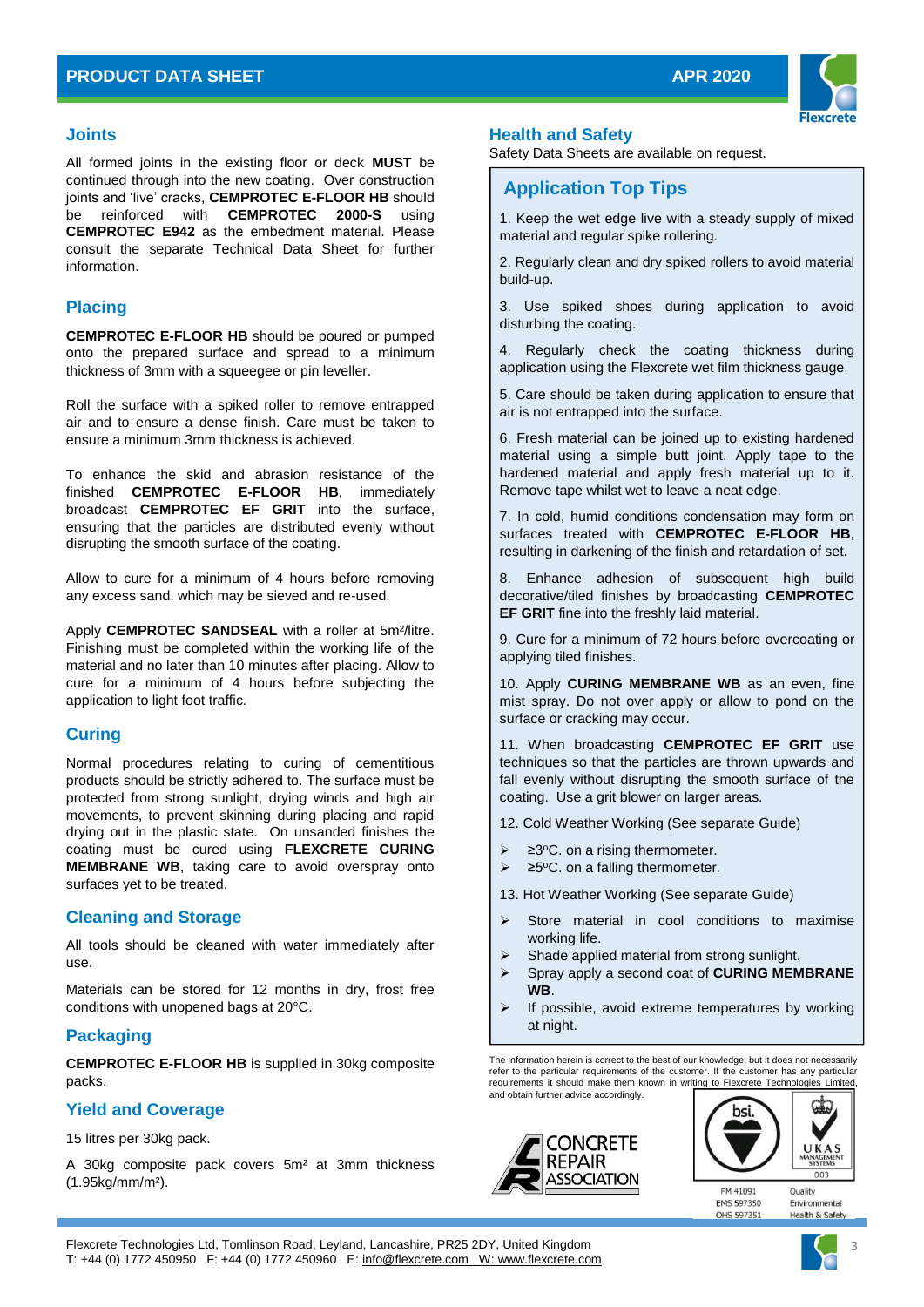## Joints

All formed joints in the existing floor or deck **MUST** be continued through into the new coating. Over construction joints and 'live' cracks, **CEMPROTEC E-FLOOR HB** should be reinforced with **CEMPROTEC 2000-S** using **CEMPROTEC E942** as the embedment material. Please consult the separate Technical Data Sheet for further information.

## Placing

**CEMPROTEC E-FLOOR HB** should be poured or pumped onto the prepared surface and spread to a minimum thickness of 3mm with a squeegee or pin leveller.

Roll the surface with a spiked roller to remove entrapped air and to ensure a dense finish. Care must be taken to ensure a minimum 3mm thickness is achieved.

To enhance the skid and abrasion resistance of the finished **CEMPROTEC E-FLOOR HB**, immediately broadcast **CEMPROTEC EF GRIT** into the surface, ensuring that the particles are distributed evenly without disrupting the smooth surface of the coating.

Allow to cure for a minimum of 4 hours before removing any excess sand, which may be sieved and re-used.

Apply **CEMPROTEC SANDSEAL** with a roller at 5m²/litre. Finishing must be completed within the working life of the material and no later than 10 minutes after placing. Allow to cure for a minimum of 4 hours before subjecting the application to light foot traffic.

## Curing

Normal procedures relating to curing of cementitious products should be strictly adhered to. The surface must be protected from strong sunlight, drying winds and high air movements, to prevent skinning during placing and rapid drying out in the plastic state. On unsanded finishes the coating must be cured using **FLEXCRETE CURING MEMBRANE WB**, taking care to avoid overspray onto surfaces yet to be treated.

## Cleaning and Storage

All tools should be cleaned with water immediately after use.

Materials can be stored for 12 months in dry, frost free conditions with unopened bags at 20°C.

## Packaging

**CEMPROTEC E-FLOOR HB** is supplied in 30kg composite packs.

## Yield and Coverage

15 litres per 30kg pack.

A 30kg composite pack covers 5m² at 3mm thickness (1.95kg/mm/m²).

## Health and Safety

Safety Data Sheets are available on request.

## Application Top Tips

1. Keep the wet edge live with a steady supply of mixed material and regular spike rollering.

2. Regularly clean and dry spiked rollers to avoid material build-up.

3. Use spiked shoes during application to avoid disturbing the coating.

4. Regularly check the coating thickness during application using the Flexcrete wet film thickness gauge.

5. Care should be taken during application to ensure that air is not entrapped into the surface.

6. Fresh material can be joined up to existing hardened material using a simple butt joint. Apply tape to the hardened material and apply fresh material up to it. Remove tape whilst wet to leave a neat edge.

7. In cold, humid conditions condensation may form on surfaces treated with **CEMPROTEC E-FLOOR HB**, resulting in darkening of the finish and retardation of set.

8. Enhance adhesion of subsequent high build decorative/tiled finishes by broadcasting **CEMPROTEC EF GRIT** fine into the freshly laid material.

9. Cure for a minimum of 72 hours before overcoating or applying tiled finishes.

10. Apply **CURING MEMBRANE WB** as an even, fine mist spray. Do not over apply or allow to pond on the surface or cracking may occur.

11. When broadcasting **CEMPROTEC EF GRIT** use techniques so that the particles are thrown upwards and fall evenly without disrupting the smooth surface of the coating. Use a grit blower on larger areas.

12. Cold Weather Working (See separate Guide)

- ≥3ºC. on a rising thermometer.
- ≥5ºC. on a falling thermometer.

13. Hot Weather Working (See separate Guide)

- Store material in cool conditions to maximise working life.
- Shade applied material from strong sunlight.
- Spray apply a second coat of **CURING MEMBRANE WB**.
- If possible, avoid extreme temperatures by working at night.

The information herein is correct to the best of our knowledge, but it does not necessarily refer to the particular requirements of the customer. If the customer has any particular requirements it should make them known in writing to Flexcrete Technologies Limited, and obtain further advice accordingly.

CONCRETE REPAIR ASSOCIATION

FM 41091 Quality
EMS 597350 Environmental
OHS 597351 Health & Safety

Flexcrete Technologies Ltd, Tomlinson Road, Leyland, Lancashire, PR25 2DY, United Kingdom
T: +44 (0) 1772 450950 F: +44 (0) 1772 450960 E: info@flexcrete.com W: www.flexcrete.com